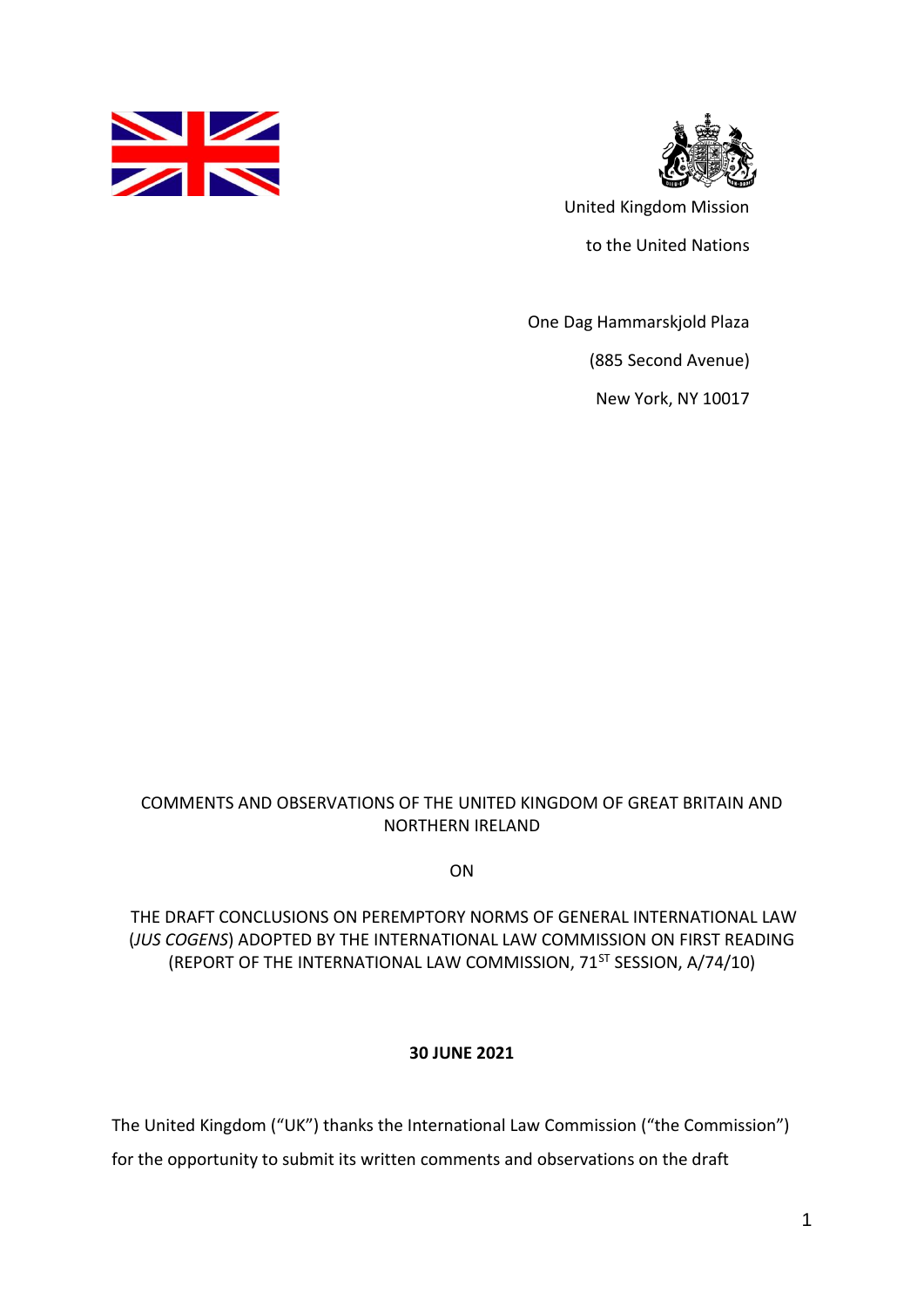United Kingdom Mission

to the United Nations

One Dag Hammarskjold Plaza

(885 Second Avenue)

New York, NY 10017

COMMENTS AND OBSERVATIONS OF THE UNITED KINGDOM OF GREAT BRITAIN AND NORTHERN IRELAND

ON

THE DRAFT CONCLUSIONS ON PEREMPTORY NORMS OF GENERAL INTERNATIONAL LAW (*JUS COGENS*) ADOPTED BY THE INTERNATIONAL LAW COMMISSION ON FIRST READING (REPORT OF THE INTERNATIONAL LAW COMMISSION, 71ST SESSION, A/74/10)

**30 JUNE 2021**

The United Kingdom ("UK") thanks the International Law Commission ("the Commission") for the opportunity to submit its written comments and observations on the draft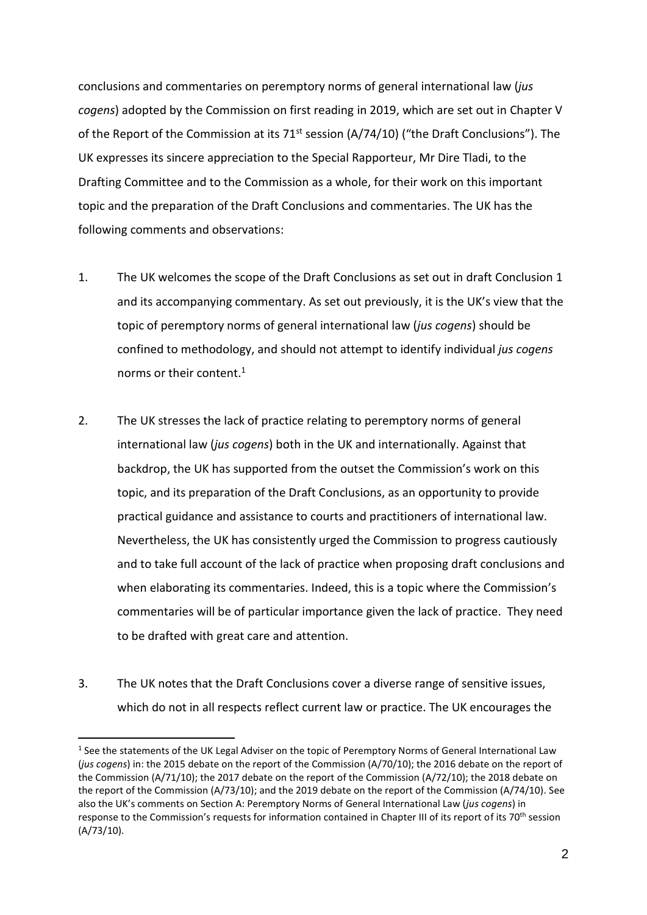conclusions and commentaries on peremptory norms of general international law (*jus cogens*) adopted by the Commission on first reading in 2019, which are set out in Chapter V of the Report of the Commission at its 71st session (A/74/10) ("the Draft Conclusions"). The UK expresses its sincere appreciation to the Special Rapporteur, Mr Dire Tladi, to the Drafting Committee and to the Commission as a whole, for their work on this important topic and the preparation of the Draft Conclusions and commentaries. The UK has the following comments and observations:

1. The UK welcomes the scope of the Draft Conclusions as set out in draft Conclusion 1 and its accompanying commentary. As set out previously, it is the UK's view that the topic of peremptory norms of general international law (*jus cogens*) should be confined to methodology, and should not attempt to identify individual *jus cogens* norms or their content.[1]

2. The UK stresses the lack of practice relating to peremptory norms of general international law (*jus cogens*) both in the UK and internationally. Against that backdrop, the UK has supported from the outset the Commission's work on this topic, and its preparation of the Draft Conclusions, as an opportunity to provide practical guidance and assistance to courts and practitioners of international law. Nevertheless, the UK has consistently urged the Commission to progress cautiously and to take full account of the lack of practice when proposing draft conclusions and when elaborating its commentaries. Indeed, this is a topic where the Commission's commentaries will be of particular importance given the lack of practice. They need to be drafted with great care and attention.

3. The UK notes that the Draft Conclusions cover a diverse range of sensitive issues, which do not in all respects reflect current law or practice. The UK encourages the

---

[1] See the statements of the UK Legal Adviser on the topic of Peremptory Norms of General International Law (*jus cogens*) in: the 2015 debate on the report of the Commission (A/70/10); the 2016 debate on the report of the Commission (A/71/10); the 2017 debate on the report of the Commission (A/72/10); the 2018 debate on the report of the Commission (A/73/10); and the 2019 debate on the report of the Commission (A/74/10). See also the UK's comments on Section A: Peremptory Norms of General International Law (*jus cogens*) in response to the Commission's requests for information contained in Chapter III of its report of its 70th session (A/73/10).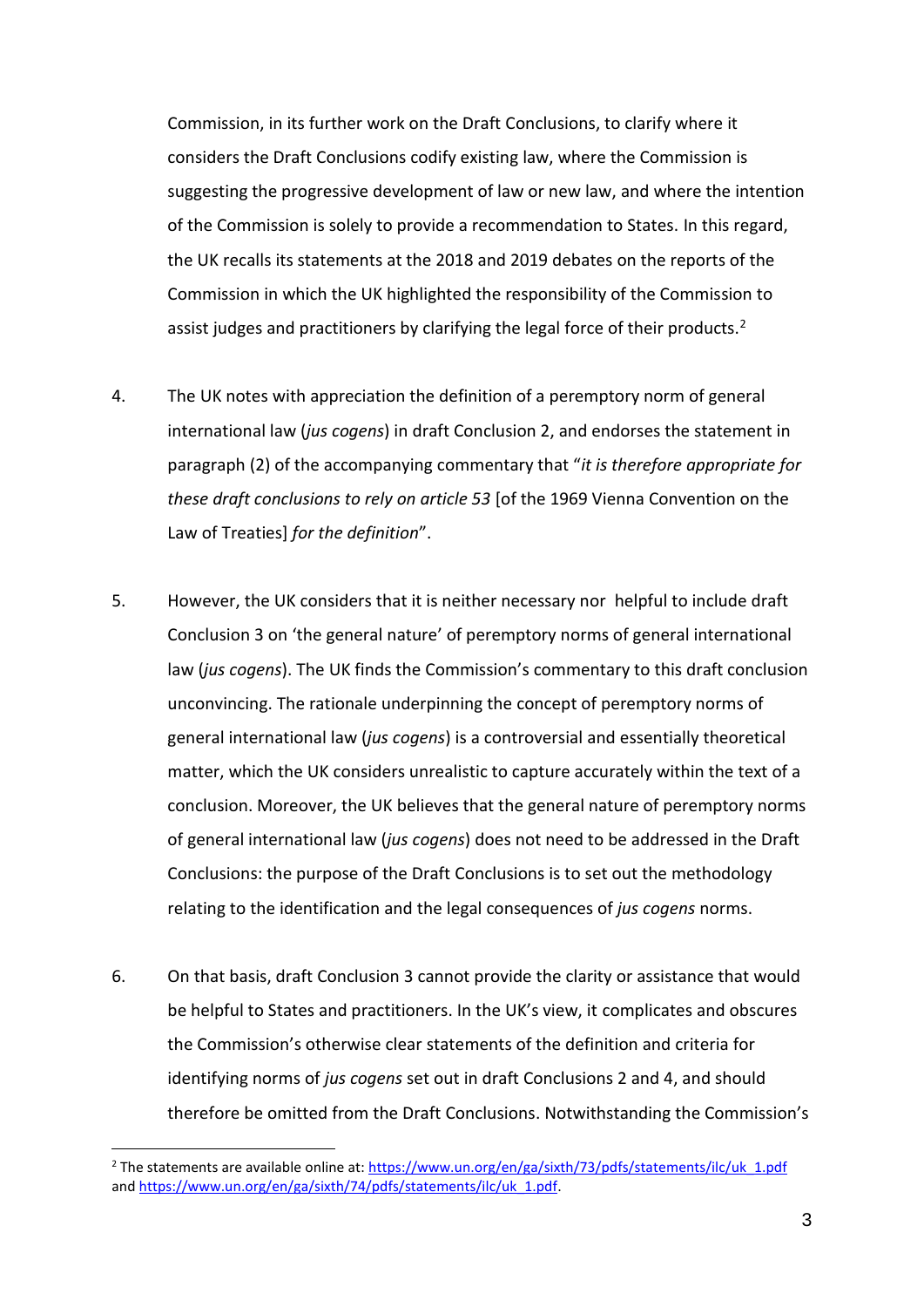Commission, in its further work on the Draft Conclusions, to clarify where it considers the Draft Conclusions codify existing law, where the Commission is suggesting the progressive development of law or new law, and where the intention of the Commission is solely to provide a recommendation to States. In this regard, the UK recalls its statements at the 2018 and 2019 debates on the reports of the Commission in which the UK highlighted the responsibility of the Commission to assist judges and practitioners by clarifying the legal force of their products.[2]

4. The UK notes with appreciation the definition of a peremptory norm of general international law (*jus cogens*) in draft Conclusion 2, and endorses the statement in paragraph (2) of the accompanying commentary that "*it is therefore appropriate for these draft conclusions to rely on article 53* [of the 1969 Vienna Convention on the Law of Treaties] *for the definition*".

5. However, the UK considers that it is neither necessary nor helpful to include draft Conclusion 3 on 'the general nature' of peremptory norms of general international law (*jus cogens*). The UK finds the Commission's commentary to this draft conclusion unconvincing. The rationale underpinning the concept of peremptory norms of general international law (*jus cogens*) is a controversial and essentially theoretical matter, which the UK considers unrealistic to capture accurately within the text of a conclusion. Moreover, the UK believes that the general nature of peremptory norms of general international law (*jus cogens*) does not need to be addressed in the Draft Conclusions: the purpose of the Draft Conclusions is to set out the methodology relating to the identification and the legal consequences of *jus cogens* norms.

6. On that basis, draft Conclusion 3 cannot provide the clarity or assistance that would be helpful to States and practitioners. In the UK's view, it complicates and obscures the Commission's otherwise clear statements of the definition and criteria for identifying norms of *jus cogens* set out in draft Conclusions 2 and 4, and should therefore be omitted from the Draft Conclusions. Notwithstanding the Commission's

---

[2] The statements are available online at: https://www.un.org/en/ga/sixth/73/pdfs/statements/ilc/uk_1.pdf and https://www.un.org/en/ga/sixth/74/pdfs/statements/ilc/uk_1.pdf.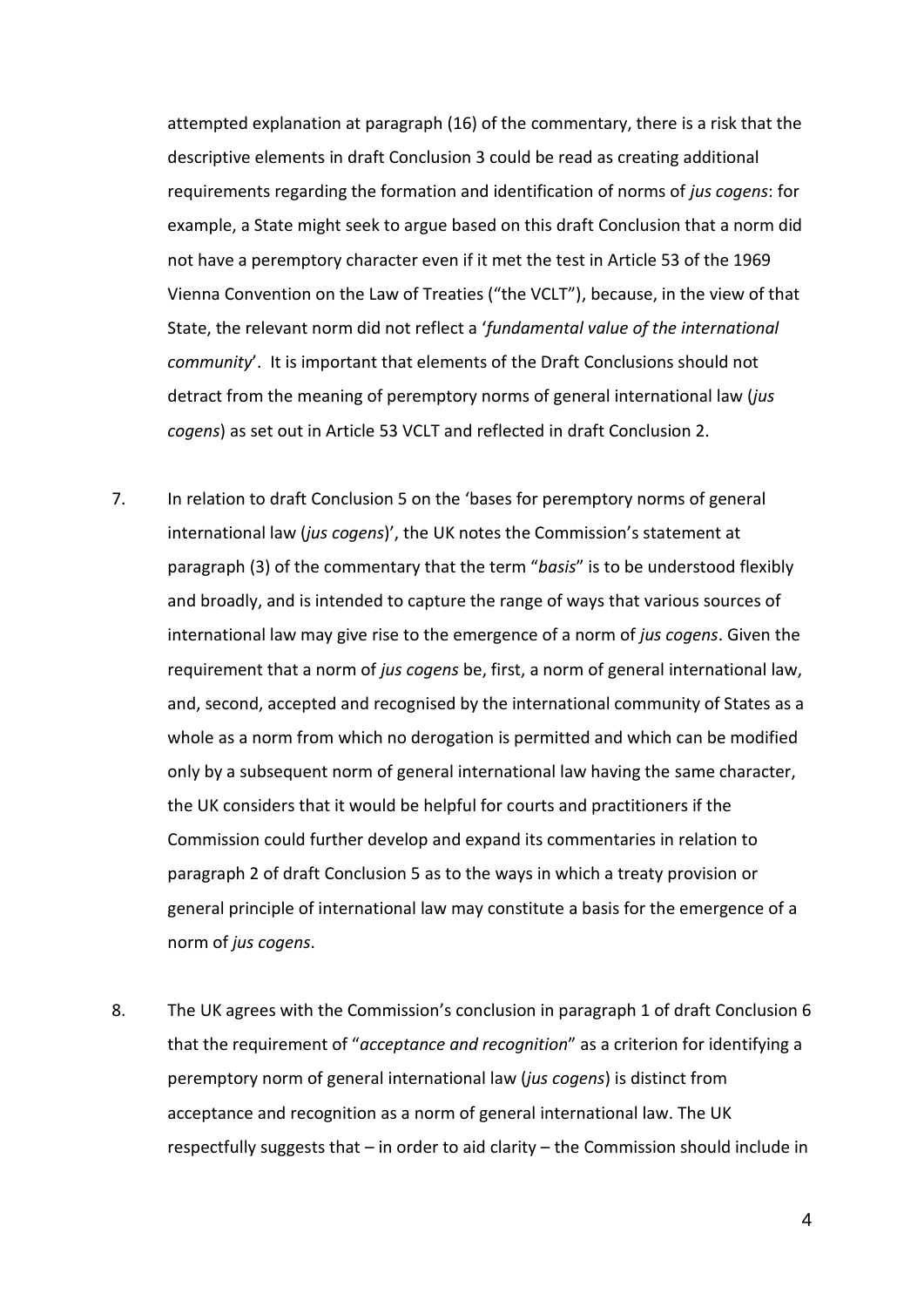attempted explanation at paragraph (16) of the commentary, there is a risk that the descriptive elements in draft Conclusion 3 could be read as creating additional requirements regarding the formation and identification of norms of *jus cogens*: for example, a State might seek to argue based on this draft Conclusion that a norm did not have a peremptory character even if it met the test in Article 53 of the 1969 Vienna Convention on the Law of Treaties ("the VCLT"), because, in the view of that State, the relevant norm did not reflect a '*fundamental value of the international community*'. It is important that elements of the Draft Conclusions should not detract from the meaning of peremptory norms of general international law (*jus cogens*) as set out in Article 53 VCLT and reflected in draft Conclusion 2.

7. In relation to draft Conclusion 5 on the 'bases for peremptory norms of general international law (*jus cogens*)', the UK notes the Commission's statement at paragraph (3) of the commentary that the term "*basis*" is to be understood flexibly and broadly, and is intended to capture the range of ways that various sources of international law may give rise to the emergence of a norm of *jus cogens*. Given the requirement that a norm of *jus cogens* be, first, a norm of general international law, and, second, accepted and recognised by the international community of States as a whole as a norm from which no derogation is permitted and which can be modified only by a subsequent norm of general international law having the same character, the UK considers that it would be helpful for courts and practitioners if the Commission could further develop and expand its commentaries in relation to paragraph 2 of draft Conclusion 5 as to the ways in which a treaty provision or general principle of international law may constitute a basis for the emergence of a norm of *jus cogens*.

8. The UK agrees with the Commission's conclusion in paragraph 1 of draft Conclusion 6 that the requirement of "*acceptance and recognition*" as a criterion for identifying a peremptory norm of general international law (*jus cogens*) is distinct from acceptance and recognition as a norm of general international law. The UK respectfully suggests that – in order to aid clarity – the Commission should include in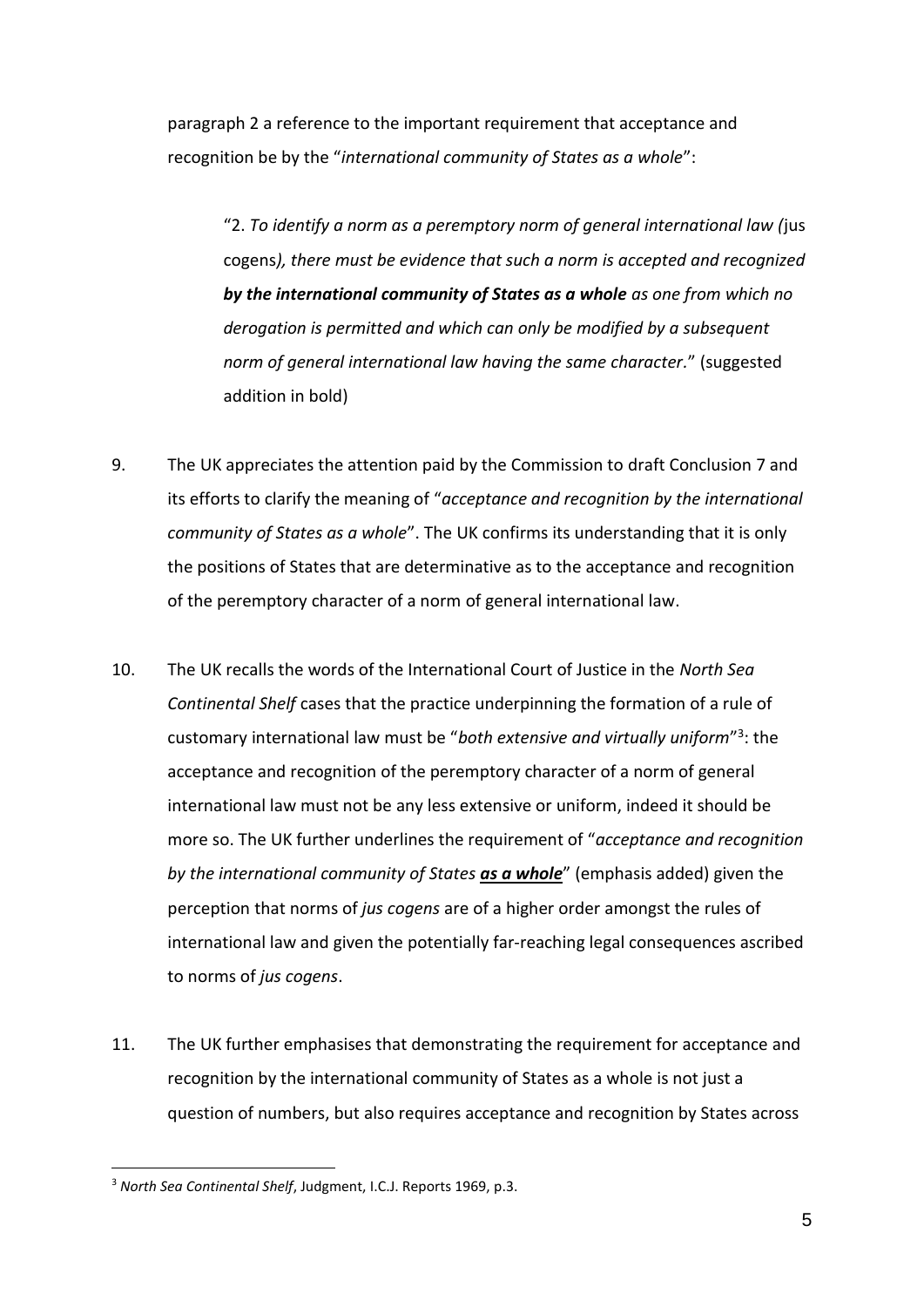paragraph 2 a reference to the important requirement that acceptance and recognition be by the "*international community of States as a whole*":

> "2. *To identify a norm as a peremptory norm of general international law (*jus cogens*), there must be evidence that such a norm is accepted and recognized* ***by the international community of States as a whole*** *as one from which no derogation is permitted and which can only be modified by a subsequent norm of general international law having the same character*." (suggested addition in bold)

9. The UK appreciates the attention paid by the Commission to draft Conclusion 7 and its efforts to clarify the meaning of "*acceptance and recognition by the international community of States as a whole*". The UK confirms its understanding that it is only the positions of States that are determinative as to the acceptance and recognition of the peremptory character of a norm of general international law.

10. The UK recalls the words of the International Court of Justice in the *North Sea Continental Shelf* cases that the practice underpinning the formation of a rule of customary international law must be "*both extensive and virtually uniform*"[3]: the acceptance and recognition of the peremptory character of a norm of general international law must not be any less extensive or uniform, indeed it should be more so. The UK further underlines the requirement of "*acceptance and recognition by the international community of States* ***<u>as a whole</u>***" (emphasis added) given the perception that norms of *jus cogens* are of a higher order amongst the rules of international law and given the potentially far-reaching legal consequences ascribed to norms of *jus cogens*.

11. The UK further emphasises that demonstrating the requirement for acceptance and recognition by the international community of States as a whole is not just a question of numbers, but also requires acceptance and recognition by States across

[3] *North Sea Continental Shelf*, Judgment, I.C.J. Reports 1969, p.3.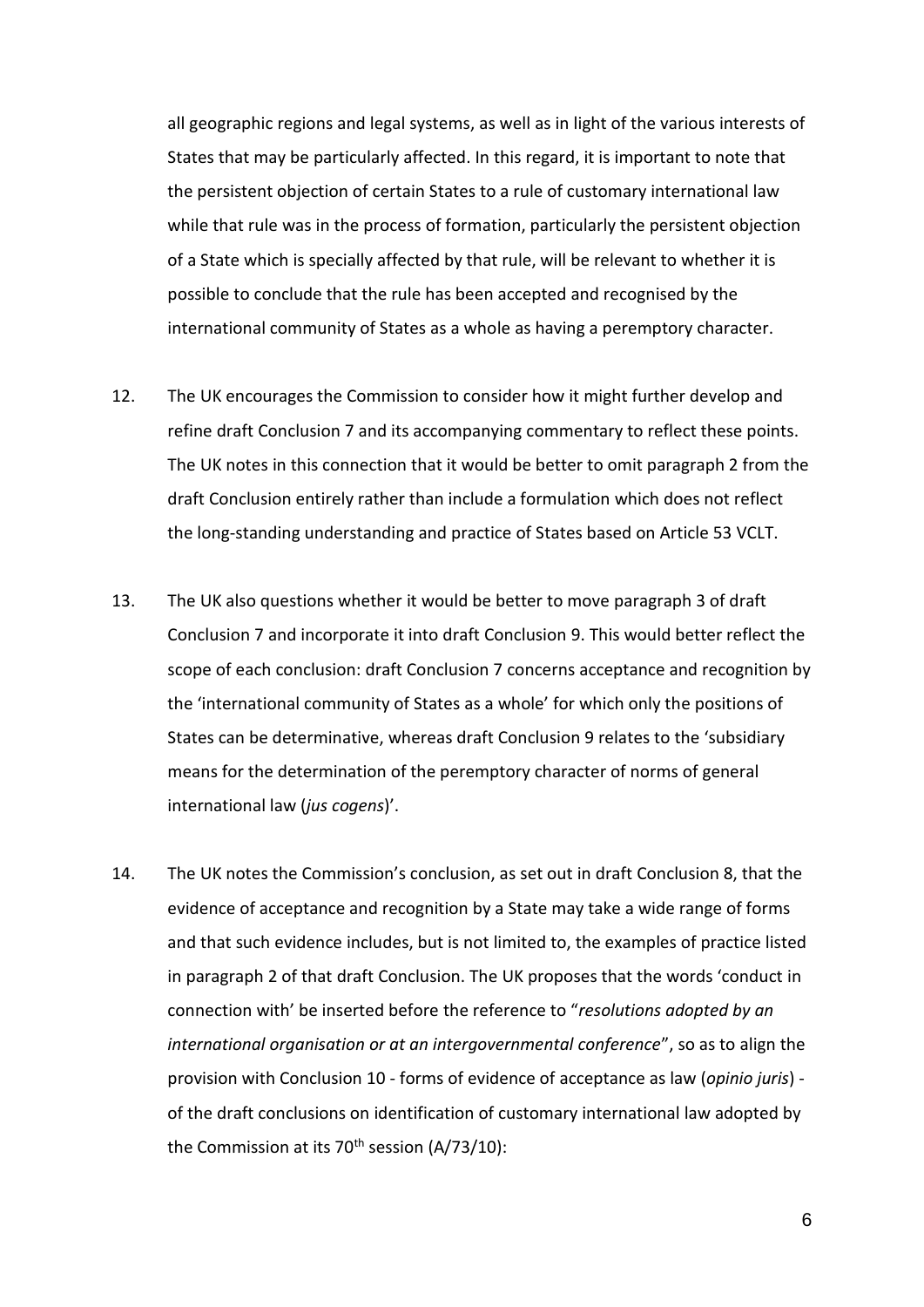all geographic regions and legal systems, as well as in light of the various interests of States that may be particularly affected. In this regard, it is important to note that the persistent objection of certain States to a rule of customary international law while that rule was in the process of formation, particularly the persistent objection of a State which is specially affected by that rule, will be relevant to whether it is possible to conclude that the rule has been accepted and recognised by the international community of States as a whole as having a peremptory character.

12. The UK encourages the Commission to consider how it might further develop and refine draft Conclusion 7 and its accompanying commentary to reflect these points. The UK notes in this connection that it would be better to omit paragraph 2 from the draft Conclusion entirely rather than include a formulation which does not reflect the long-standing understanding and practice of States based on Article 53 VCLT.

13. The UK also questions whether it would be better to move paragraph 3 of draft Conclusion 7 and incorporate it into draft Conclusion 9. This would better reflect the scope of each conclusion: draft Conclusion 7 concerns acceptance and recognition by the 'international community of States as a whole' for which only the positions of States can be determinative, whereas draft Conclusion 9 relates to the 'subsidiary means for the determination of the peremptory character of norms of general international law (*jus cogens*)'.

14. The UK notes the Commission's conclusion, as set out in draft Conclusion 8, that the evidence of acceptance and recognition by a State may take a wide range of forms and that such evidence includes, but is not limited to, the examples of practice listed in paragraph 2 of that draft Conclusion. The UK proposes that the words 'conduct in connection with' be inserted before the reference to "*resolutions adopted by an international organisation or at an intergovernmental conference*", so as to align the provision with Conclusion 10 - forms of evidence of acceptance as law (*opinio juris*) - of the draft conclusions on identification of customary international law adopted by the Commission at its 70th session (A/73/10):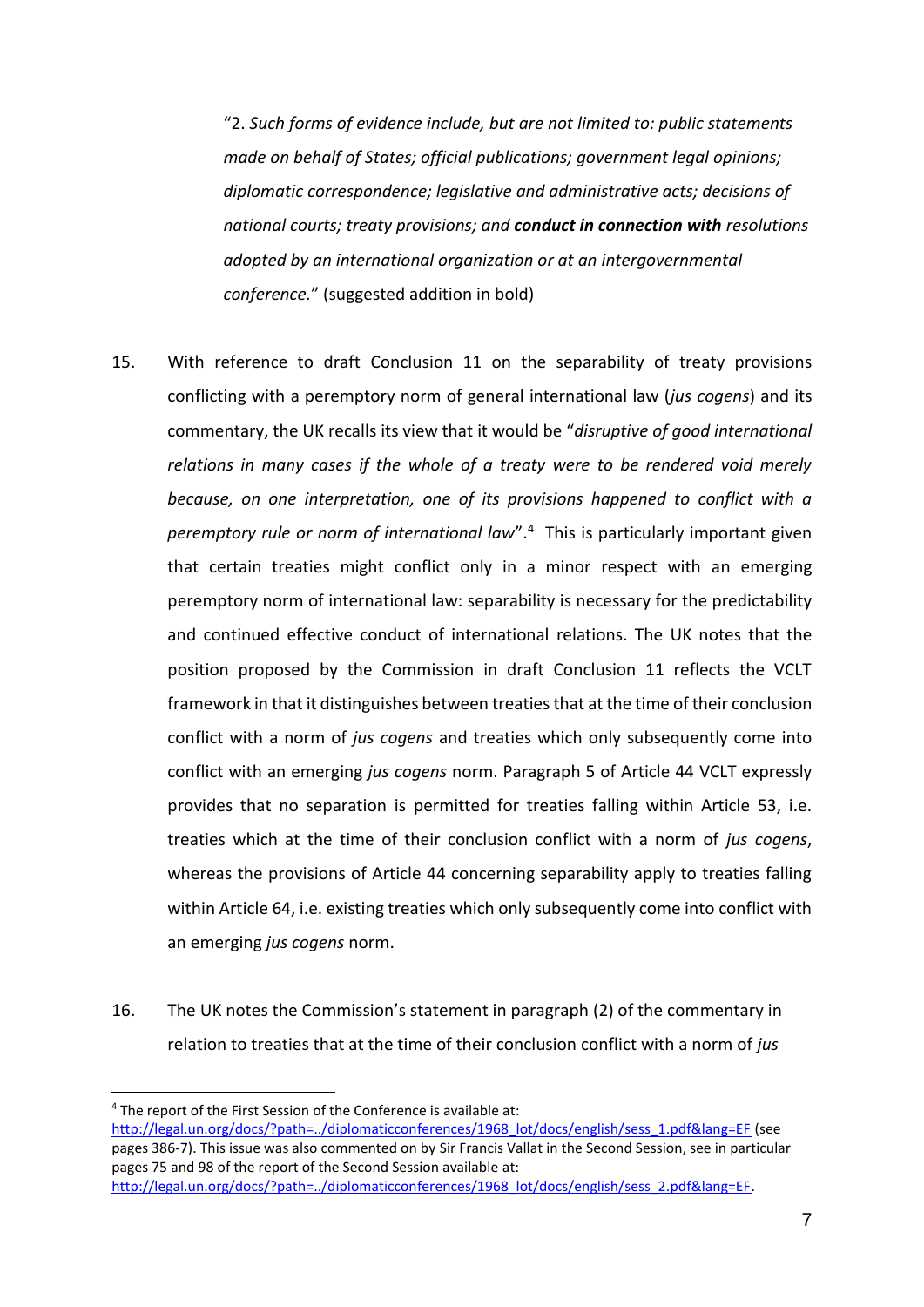"2. *Such forms of evidence include, but are not limited to: public statements made on behalf of States; official publications; government legal opinions; diplomatic correspondence; legislative and administrative acts; decisions of national courts; treaty provisions; and* ***conduct in connection with*** *resolutions adopted by an international organization or at an intergovernmental conference.*" (suggested addition in bold)

15. With reference to draft Conclusion 11 on the separability of treaty provisions conflicting with a peremptory norm of general international law (*jus cogens*) and its commentary, the UK recalls its view that it would be "*disruptive of good international relations in many cases if the whole of a treaty were to be rendered void merely because, on one interpretation, one of its provisions happened to conflict with a peremptory rule or norm of international law*".[4] This is particularly important given that certain treaties might conflict only in a minor respect with an emerging peremptory norm of international law: separability is necessary for the predictability and continued effective conduct of international relations. The UK notes that the position proposed by the Commission in draft Conclusion 11 reflects the VCLT framework in that it distinguishes between treaties that at the time of their conclusion conflict with a norm of *jus cogens* and treaties which only subsequently come into conflict with an emerging *jus cogens* norm. Paragraph 5 of Article 44 VCLT expressly provides that no separation is permitted for treaties falling within Article 53, i.e. treaties which at the time of their conclusion conflict with a norm of *jus cogens*, whereas the provisions of Article 44 concerning separability apply to treaties falling within Article 64, i.e. existing treaties which only subsequently come into conflict with an emerging *jus cogens* norm.

16. The UK notes the Commission's statement in paragraph (2) of the commentary in relation to treaties that at the time of their conclusion conflict with a norm of *jus*

---

[4] The report of the First Session of the Conference is available at: http://legal.un.org/docs/?path=../diplomaticconferences/1968_lot/docs/english/sess_1.pdf&lang=EF (see pages 386-7). This issue was also commented on by Sir Francis Vallat in the Second Session, see in particular pages 75 and 98 of the report of the Second Session available at: http://legal.un.org/docs/?path=../diplomaticconferences/1968_lot/docs/english/sess_2.pdf&lang=EF.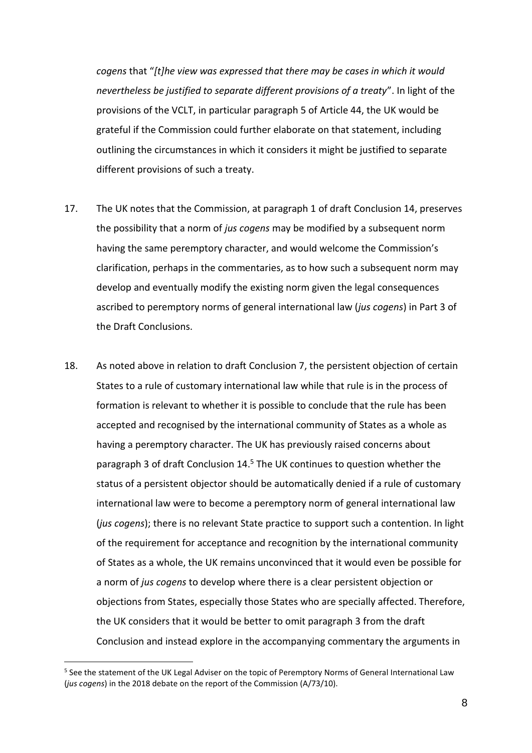*cogens* that "*[t]he view was expressed that there may be cases in which it would nevertheless be justified to separate different provisions of a treaty*". In light of the provisions of the VCLT, in particular paragraph 5 of Article 44, the UK would be grateful if the Commission could further elaborate on that statement, including outlining the circumstances in which it considers it might be justified to separate different provisions of such a treaty.

17. The UK notes that the Commission, at paragraph 1 of draft Conclusion 14, preserves the possibility that a norm of *jus cogens* may be modified by a subsequent norm having the same peremptory character, and would welcome the Commission's clarification, perhaps in the commentaries, as to how such a subsequent norm may develop and eventually modify the existing norm given the legal consequences ascribed to peremptory norms of general international law (*jus cogens*) in Part 3 of the Draft Conclusions.

18. As noted above in relation to draft Conclusion 7, the persistent objection of certain States to a rule of customary international law while that rule is in the process of formation is relevant to whether it is possible to conclude that the rule has been accepted and recognised by the international community of States as a whole as having a peremptory character. The UK has previously raised concerns about paragraph 3 of draft Conclusion 14.[5] The UK continues to question whether the status of a persistent objector should be automatically denied if a rule of customary international law were to become a peremptory norm of general international law (*jus cogens*); there is no relevant State practice to support such a contention. In light of the requirement for acceptance and recognition by the international community of States as a whole, the UK remains unconvinced that it would even be possible for a norm of *jus cogens* to develop where there is a clear persistent objection or objections from States, especially those States who are specially affected. Therefore, the UK considers that it would be better to omit paragraph 3 from the draft Conclusion and instead explore in the accompanying commentary the arguments in

[5] See the statement of the UK Legal Adviser on the topic of Peremptory Norms of General International Law (*jus cogens*) in the 2018 debate on the report of the Commission (A/73/10).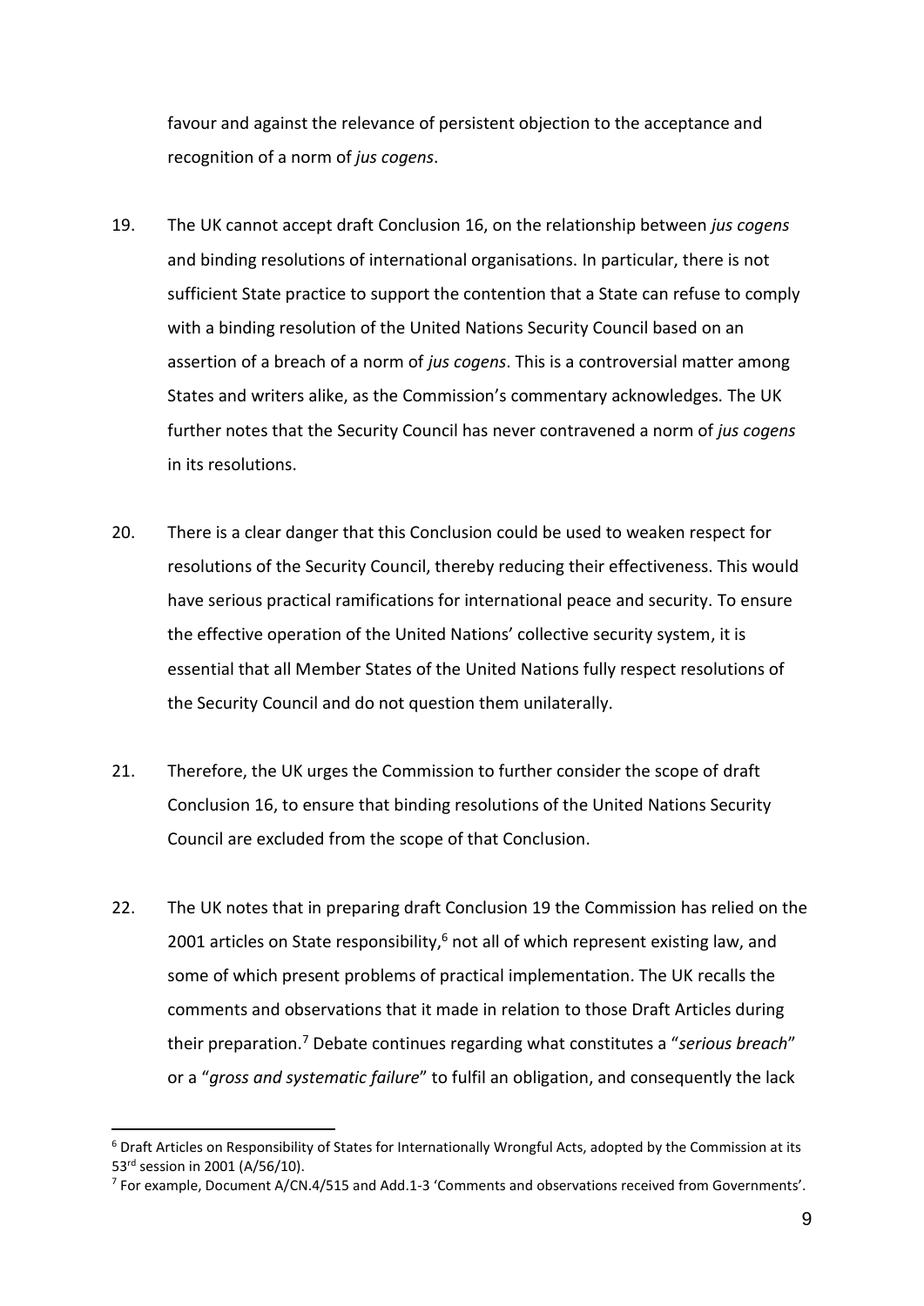favour and against the relevance of persistent objection to the acceptance and recognition of a norm of *jus cogens*.

19. The UK cannot accept draft Conclusion 16, on the relationship between *jus cogens* and binding resolutions of international organisations. In particular, there is not sufficient State practice to support the contention that a State can refuse to comply with a binding resolution of the United Nations Security Council based on an assertion of a breach of a norm of *jus cogens*. This is a controversial matter among States and writers alike, as the Commission's commentary acknowledges. The UK further notes that the Security Council has never contravened a norm of *jus cogens* in its resolutions.

20. There is a clear danger that this Conclusion could be used to weaken respect for resolutions of the Security Council, thereby reducing their effectiveness. This would have serious practical ramifications for international peace and security. To ensure the effective operation of the United Nations' collective security system, it is essential that all Member States of the United Nations fully respect resolutions of the Security Council and do not question them unilaterally.

21. Therefore, the UK urges the Commission to further consider the scope of draft Conclusion 16, to ensure that binding resolutions of the United Nations Security Council are excluded from the scope of that Conclusion.

22. The UK notes that in preparing draft Conclusion 19 the Commission has relied on the 2001 articles on State responsibility,[6] not all of which represent existing law, and some of which present problems of practical implementation. The UK recalls the comments and observations that it made in relation to those Draft Articles during their preparation.[7] Debate continues regarding what constitutes a "*serious breach*" or a "*gross and systematic failure*" to fulfil an obligation, and consequently the lack

[6] Draft Articles on Responsibility of States for Internationally Wrongful Acts, adopted by the Commission at its 53rd session in 2001 (A/56/10).

[7] For example, Document A/CN.4/515 and Add.1-3 'Comments and observations received from Governments'.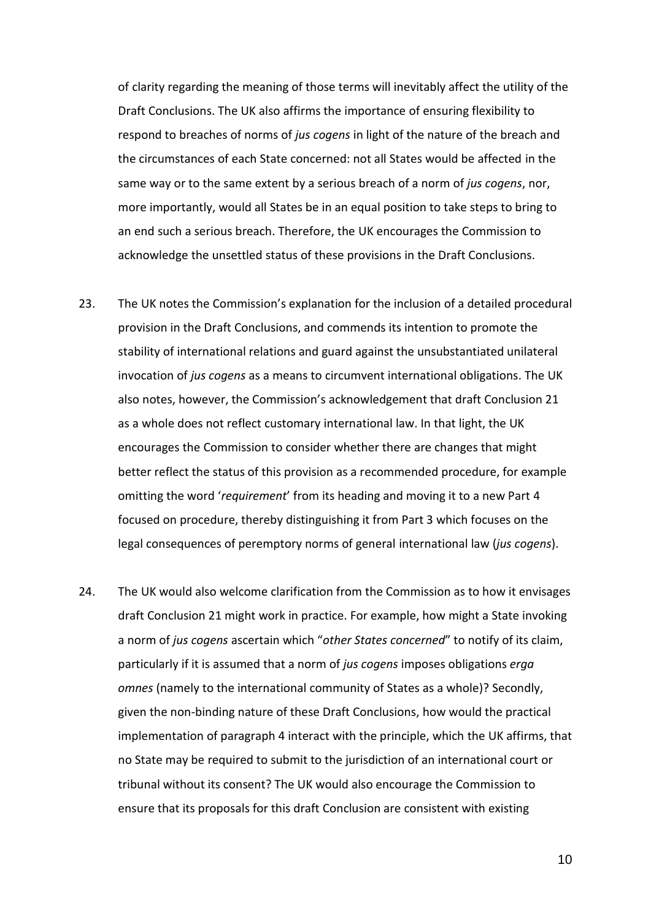of clarity regarding the meaning of those terms will inevitably affect the utility of the Draft Conclusions. The UK also affirms the importance of ensuring flexibility to respond to breaches of norms of *jus cogens* in light of the nature of the breach and the circumstances of each State concerned: not all States would be affected in the same way or to the same extent by a serious breach of a norm of *jus cogens*, nor, more importantly, would all States be in an equal position to take steps to bring to an end such a serious breach. Therefore, the UK encourages the Commission to acknowledge the unsettled status of these provisions in the Draft Conclusions.

23. The UK notes the Commission's explanation for the inclusion of a detailed procedural provision in the Draft Conclusions, and commends its intention to promote the stability of international relations and guard against the unsubstantiated unilateral invocation of *jus cogens* as a means to circumvent international obligations. The UK also notes, however, the Commission's acknowledgement that draft Conclusion 21 as a whole does not reflect customary international law. In that light, the UK encourages the Commission to consider whether there are changes that might better reflect the status of this provision as a recommended procedure, for example omitting the word '*requirement*' from its heading and moving it to a new Part 4 focused on procedure, thereby distinguishing it from Part 3 which focuses on the legal consequences of peremptory norms of general international law (*jus cogens*).

24. The UK would also welcome clarification from the Commission as to how it envisages draft Conclusion 21 might work in practice. For example, how might a State invoking a norm of *jus cogens* ascertain which "*other States concerned*" to notify of its claim, particularly if it is assumed that a norm of *jus cogens* imposes obligations *erga omnes* (namely to the international community of States as a whole)? Secondly, given the non-binding nature of these Draft Conclusions, how would the practical implementation of paragraph 4 interact with the principle, which the UK affirms, that no State may be required to submit to the jurisdiction of an international court or tribunal without its consent? The UK would also encourage the Commission to ensure that its proposals for this draft Conclusion are consistent with existing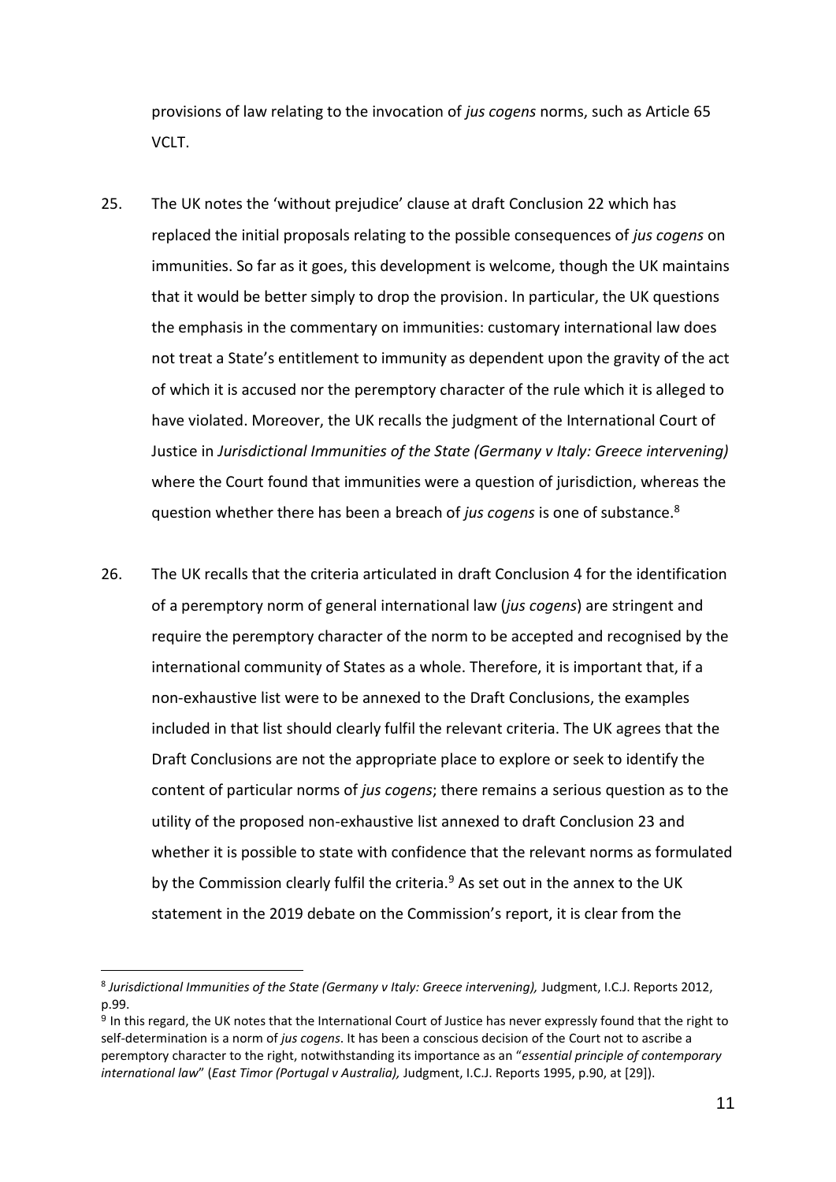provisions of law relating to the invocation of *jus cogens* norms, such as Article 65 VCLT.

25. The UK notes the 'without prejudice' clause at draft Conclusion 22 which has replaced the initial proposals relating to the possible consequences of *jus cogens* on immunities. So far as it goes, this development is welcome, though the UK maintains that it would be better simply to drop the provision. In particular, the UK questions the emphasis in the commentary on immunities: customary international law does not treat a State's entitlement to immunity as dependent upon the gravity of the act of which it is accused nor the peremptory character of the rule which it is alleged to have violated. Moreover, the UK recalls the judgment of the International Court of Justice in *Jurisdictional Immunities of the State (Germany v Italy: Greece intervening)* where the Court found that immunities were a question of jurisdiction, whereas the question whether there has been a breach of *jus cogens* is one of substance.[8]

26. The UK recalls that the criteria articulated in draft Conclusion 4 for the identification of a peremptory norm of general international law (*jus cogens*) are stringent and require the peremptory character of the norm to be accepted and recognised by the international community of States as a whole. Therefore, it is important that, if a non-exhaustive list were to be annexed to the Draft Conclusions, the examples included in that list should clearly fulfil the relevant criteria. The UK agrees that the Draft Conclusions are not the appropriate place to explore or seek to identify the content of particular norms of *jus cogens*; there remains a serious question as to the utility of the proposed non-exhaustive list annexed to draft Conclusion 23 and whether it is possible to state with confidence that the relevant norms as formulated by the Commission clearly fulfil the criteria.[9] As set out in the annex to the UK statement in the 2019 debate on the Commission's report, it is clear from the

---

[8] *Jurisdictional Immunities of the State (Germany v Italy: Greece intervening),* Judgment, I.C.J. Reports 2012, p.99.

[9] In this regard, the UK notes that the International Court of Justice has never expressly found that the right to self-determination is a norm of *jus cogens*. It has been a conscious decision of the Court not to ascribe a peremptory character to the right, notwithstanding its importance as an "*essential principle of contemporary international law*" (*East Timor (Portugal v Australia),* Judgment, I.C.J. Reports 1995, p.90, at [29]).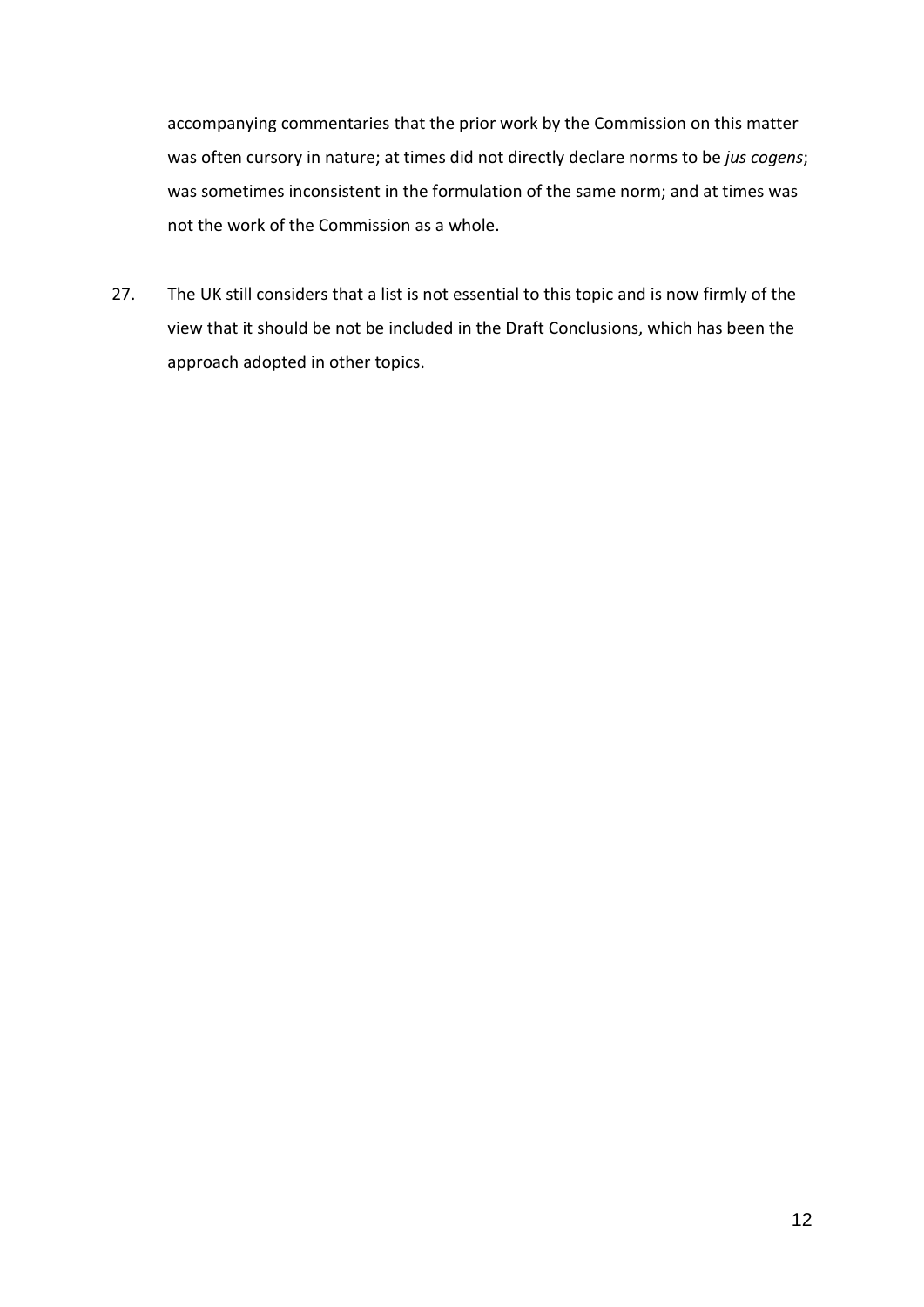accompanying commentaries that the prior work by the Commission on this matter was often cursory in nature; at times did not directly declare norms to be *jus cogens*; was sometimes inconsistent in the formulation of the same norm; and at times was not the work of the Commission as a whole.

27. The UK still considers that a list is not essential to this topic and is now firmly of the view that it should be not be included in the Draft Conclusions, which has been the approach adopted in other topics.